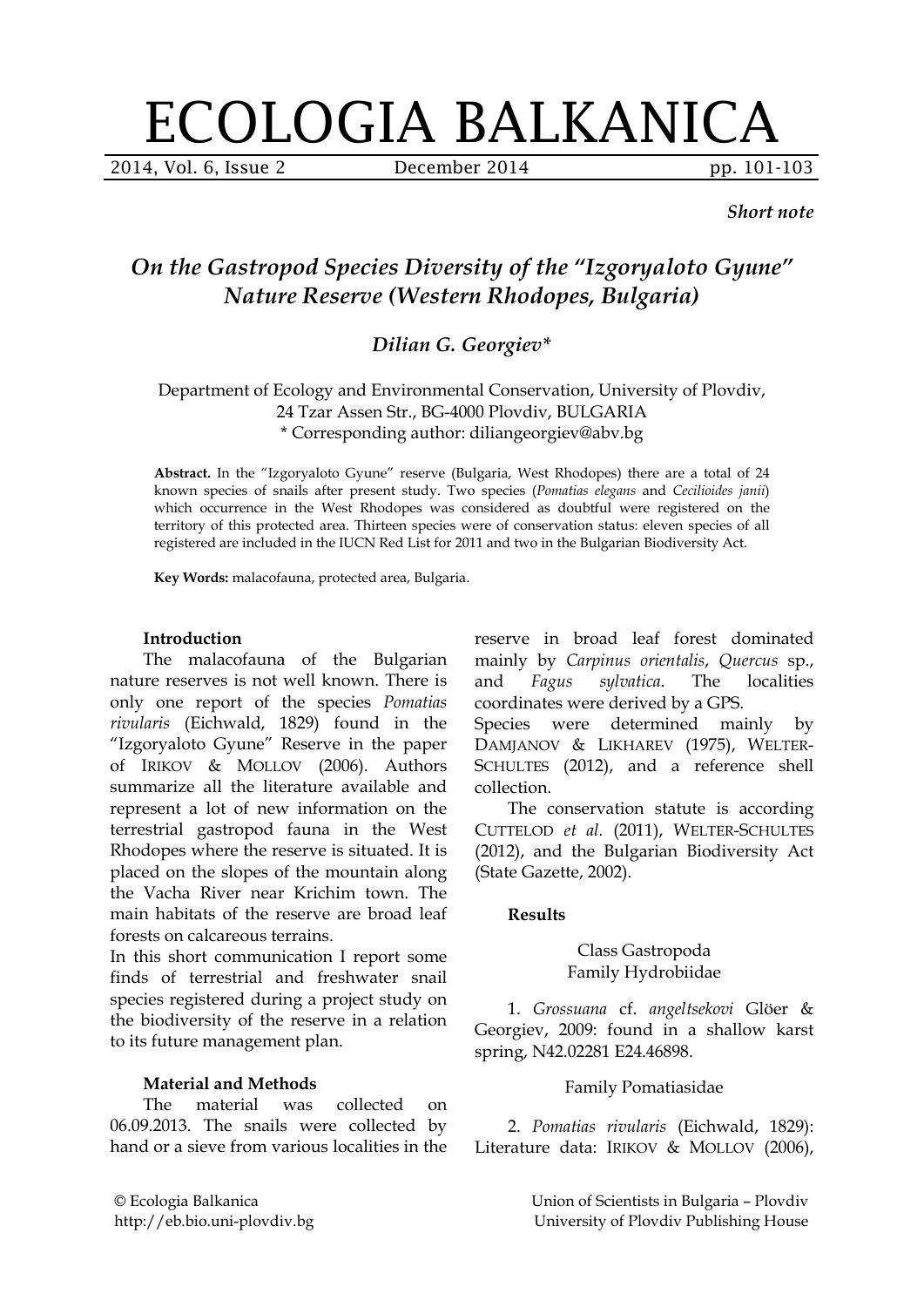*Short note*

# *On the Gastropod Species Diversity of the "Izgoryaloto Gyune" Nature Reserve (Western Rhodopes, Bulgaria)*

***Dilian G. Georgiev****

Department of Ecology and Environmental Conservation, University of Plovdiv,
24 Tzar Assen Str., BG-4000 Plovdiv, BULGARIA
* Corresponding author: diliangeorgiev@abv.bg

**Abstract.** In the "Izgoryaloto Gyune" reserve (Bulgaria, West Rhodopes) there are a total of 24 known species of snails after present study. Two species (*Pomatias elegans* and *Cecilioides janii*) which occurrence in the West Rhodopes was considered as doubtful were registered on the territory of this protected area. Thirteen species were of conservation status: eleven species of all registered are included in the IUCN Red List for 2011 and two in the Bulgarian Biodiversity Act.

**Key Words:** malacofauna, protected area, Bulgaria.

### Introduction

The malacofauna of the Bulgarian nature reserves is not well known. There is only one report of the species *Pomatias rivularis* (Eichwald, 1829) found in the "Izgoryaloto Gyune" Reserve in the paper of IRIKOV & MOLLOV (2006). Authors summarize all the literature available and represent a lot of new information on the terrestrial gastropod fauna in the West Rhodopes where the reserve is situated. It is placed on the slopes of the mountain along the Vacha River near Krichim town. The main habitats of the reserve are broad leaf forests on calcareous terrains.

In this short communication I report some finds of terrestrial and freshwater snail species registered during a project study on the biodiversity of the reserve in a relation to its future management plan.

### Material and Methods

The material was collected on 06.09.2013. The snails were collected by hand or a sieve from various localities in the reserve in broad leaf forest dominated mainly by *Carpinus orientalis*, *Quercus* sp., and *Fagus sylvatica*. The localities coordinates were derived by a GPS.

Species were determined mainly by DAMJANOV & LIKHAREV (1975), WELTER-SCHULTES (2012), and a reference shell collection.

The conservation statute is according CUTTELOD *et al*. (2011), WELTER-SCHULTES (2012), and the Bulgarian Biodiversity Act (State Gazette, 2002).

### Results

Class Gastropoda
Family Hydrobiidae

1. *Grossuana* cf. *angeltsekovi* Glöer & Georgiev, 2009: found in a shallow karst spring, N42.02281 E24.46898.

Family Pomatiasidae

2. *Pomatias rivularis* (Eichwald, 1829): Literature data: IRIKOV & MOLLOV (2006),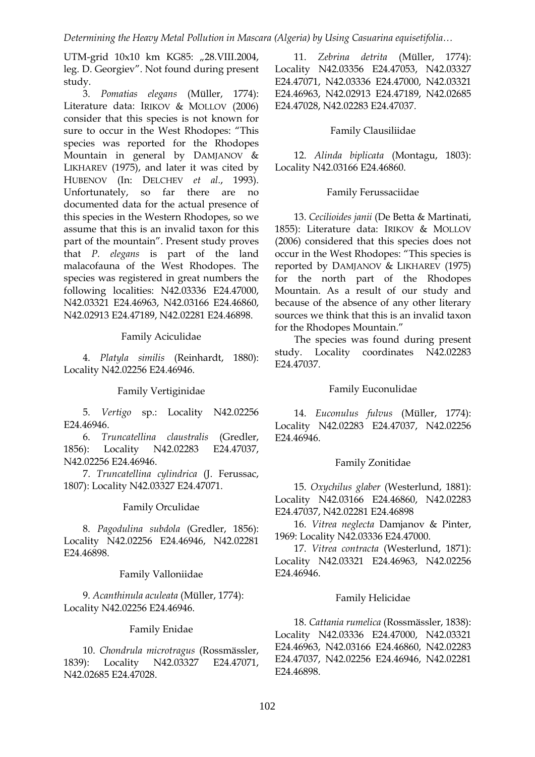UTM-grid 10x10 km KG85: „28.VIII.2004, leg. D. Georgiev". Not found during present study.

3. *Pomatias elegans* (Müller, 1774): Literature data: IRIKOV & MOLLOV (2006) consider that this species is not known for sure to occur in the West Rhodopes: "This species was reported for the Rhodopes Mountain in general by DAMJANOV & LIKHAREV (1975), and later it was cited by HUBENOV (In: DELCHEV *et al.*, 1993). Unfortunately, so far there are no documented data for the actual presence of this species in the Western Rhodopes, so we assume that this is an invalid taxon for this part of the mountain". Present study proves that *P. elegans* is part of the land malacofauna of the West Rhodopes. The species was registered in great numbers the following localities: N42.03336 E24.47000, N42.03321 E24.46963, N42.03166 E24.46860, N42.02913 E24.47189, N42.02281 E24.46898.

Family Aciculidae

4. *Platyla similis* (Reinhardt, 1880): Locality N42.02256 E24.46946.

Family Vertiginidae

5. *Vertigo* sp.: Locality N42.02256 E24.46946.

6. *Truncatellina claustralis* (Gredler, 1856): Locality N42.02283 E24.47037, N42.02256 E24.46946.

7. *Truncatellina cylindrica* (J. Ferussac, 1807): Locality N42.03327 E24.47071.

Family Orculidae

8. *Pagodulina subdola* (Gredler, 1856): Locality N42.02256 E24.46946, N42.02281 E24.46898.

Family Valloniidae

9. *Acanthinula aculeata* (Müller, 1774): Locality N42.02256 E24.46946.

Family Enidae

10. *Chondrula microtragus* (Rossmässler, 1839): Locality N42.03327 E24.47071, N42.02685 E24.47028.

11. *Zebrina detrita* (Müller, 1774): Locality N42.03356 E24.47053, N42.03327 E24.47071, N42.03336 E24.47000, N42.03321 E24.46963, N42.02913 E24.47189, N42.02685 E24.47028, N42.02283 E24.47037.

Family Clausiliidae

12. *Alinda biplicata* (Montagu, 1803): Locality N42.03166 E24.46860.

Family Ferussaciidae

13. *Cecilioides janii* (De Betta & Martinati, 1855): Literature data: IRIKOV & MOLLOV (2006) considered that this species does not occur in the West Rhodopes: "This species is reported by DAMJANOV & LIKHAREV (1975) for the north part of the Rhodopes Mountain. As a result of our study and because of the absence of any other literary sources we think that this is an invalid taxon for the Rhodopes Mountain."

The species was found during present study. Locality coordinates N42.02283 E24.47037.

Family Euconulidae

14. *Euconulus fulvus* (Müller, 1774): Locality N42.02283 E24.47037, N42.02256 E24.46946.

Family Zonitidae

15. *Oxychilus glaber* (Westerlund, 1881): Locality N42.03166 E24.46860, N42.02283 E24.47037, N42.02281 E24.46898

16. *Vitrea neglecta* Damjanov & Pinter, 1969: Locality N42.03336 E24.47000.

17. *Vitrea contracta* (Westerlund, 1871): Locality N42.03321 E24.46963, N42.02256 E24.46946.

Family Helicidae

18. *Cattania rumelica* (Rossmässler, 1838): Locality N42.03336 E24.47000, N42.03321 E24.46963, N42.03166 E24.46860, N42.02283 E24.47037, N42.02256 E24.46946, N42.02281 E24.46898.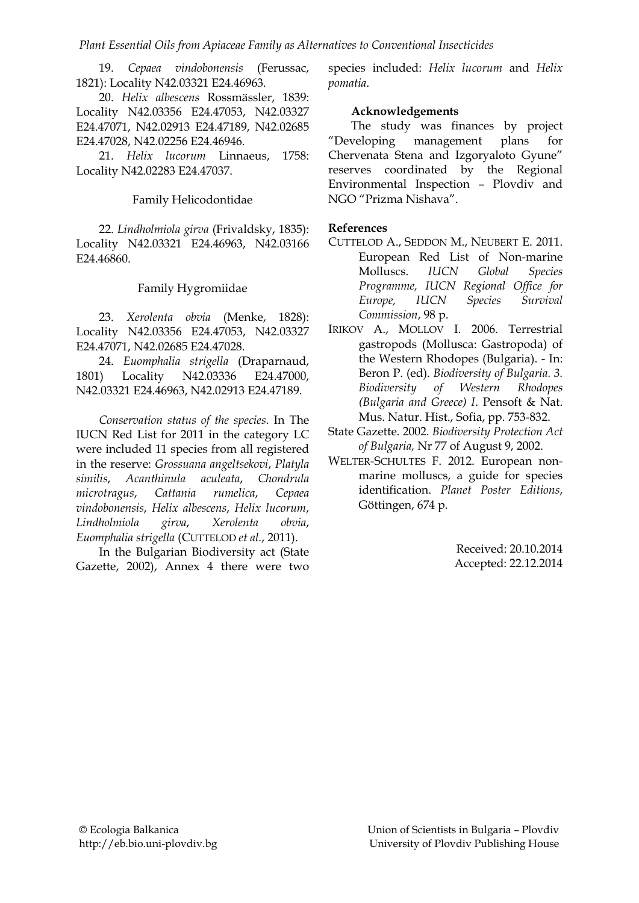19. *Cepaea vindobonensis* (Ferussac, 1821): Locality N42.03321 E24.46963.

20. *Helix albescens* Rossmässler, 1839: Locality N42.03356 E24.47053, N42.03327 E24.47071, N42.02913 E24.47189, N42.02685 E24.47028, N42.02256 E24.46946.

21. *Helix lucorum* Linnaeus, 1758: Locality N42.02283 E24.47037.

Family Helicodontidae

22. *Lindholmiola girva* (Frivaldsky, 1835): Locality N42.03321 E24.46963, N42.03166 E24.46860.

Family Hygromiidae

23. *Xerolenta obvia* (Menke, 1828): Locality N42.03356 E24.47053, N42.03327 E24.47071, N42.02685 E24.47028.

24. *Euomphalia strigella* (Draparnaud, 1801) Locality N42.03336 E24.47000, N42.03321 E24.46963, N42.02913 E24.47189.

*Conservation status of the species.* In The IUCN Red List for 2011 in the category LC were included 11 species from all registered in the reserve: *Grossuana angeltsekovi*, *Platyla similis*, *Acanthinula aculeata*, *Chondrula microtragus*, *Cattania rumelica*, *Cepaea vindobonensis*, *Helix albescens*, *Helix lucorum*, *Lindholmiola girva*, *Xerolenta obvia*, *Euomphalia strigella* (CUTTELOD *et al.*, 2011).

In the Bulgarian Biodiversity act (State Gazette, 2002), Annex 4 there were two species included: *Helix lucorum* and *Helix pomatia*.

**Acknowledgements**

The study was finances by project "Developing management plans for Chervenata Stena and Izgoryaloto Gyune" reserves coordinated by the Regional Environmental Inspection – Plovdiv and NGO "Prizma Nishava".

**References**

CUTTELOD A., SEDDON M., NEUBERT E. 2011. European Red List of Non-marine Molluscs. *IUCN Global Species Programme, IUCN Regional Office for Europe, IUCN Species Survival Commission*, 98 p.

IRIKOV A., MOLLOV I. 2006. Terrestrial gastropods (Mollusca: Gastropoda) of the Western Rhodopes (Bulgaria). - In: Beron P. (ed). *Biodiversity of Bulgaria. 3. Biodiversity of Western Rhodopes (Bulgaria and Greece) I*. Pensoft & Nat. Mus. Natur. Hist., Sofia, pp. 753-832.

State Gazette. 2002. *Biodiversity Protection Act of Bulgaria,* Nr 77 of August 9, 2002.

WELTER-SCHULTES F. 2012. European non-marine molluscs, a guide for species identification. *Planet Poster Editions*, Göttingen, 674 p.

Received: 20.10.2014
Accepted: 22.12.2014